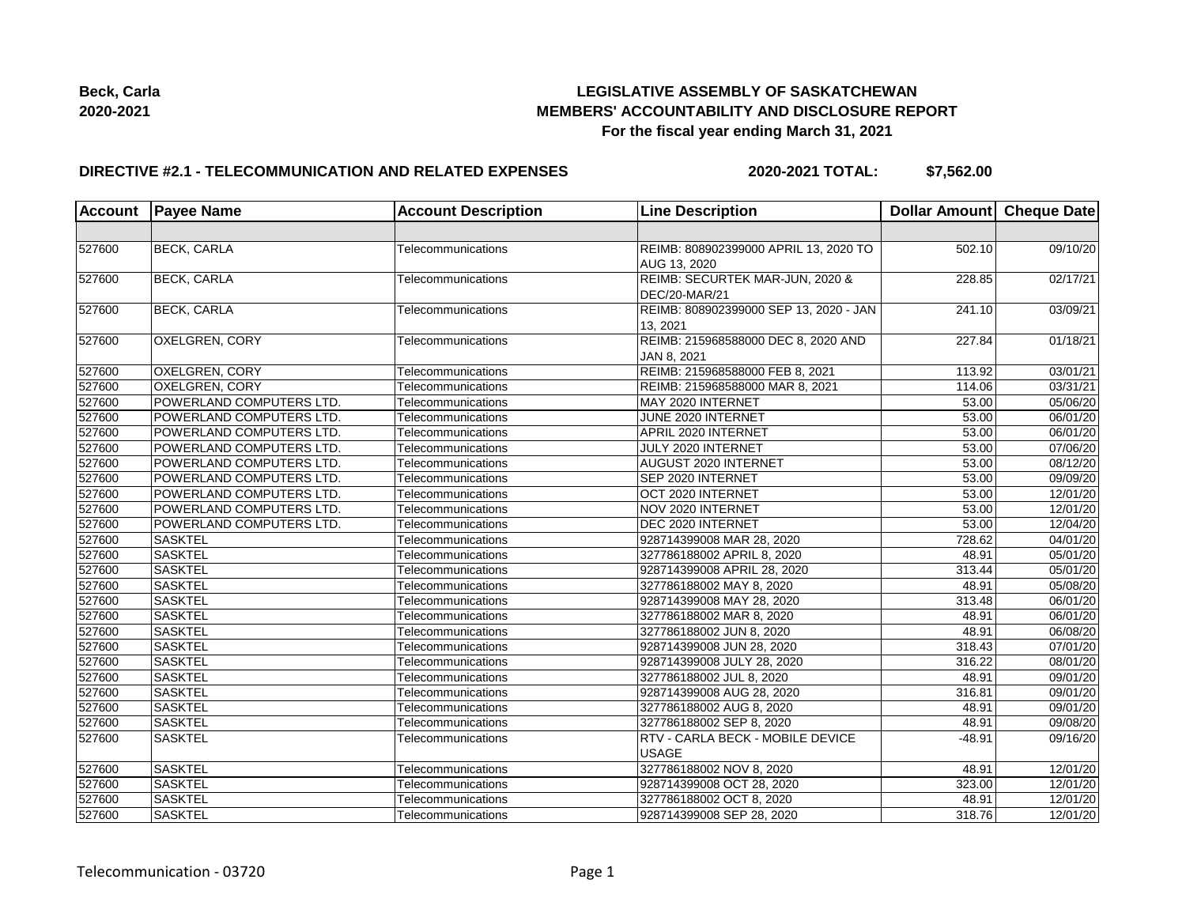**Beck, Carla**
**2020-2021**

## LEGISLATIVE ASSEMBLY OF SASKATCHEWAN
## MEMBERS' ACCOUNTABILITY AND DISCLOSURE REPORT
### For the fiscal year ending March 31, 2021

**DIRECTIVE #2.1 - TELECOMMUNICATION AND RELATED EXPENSES** **2020-2021 TOTAL: $7,562.00**

| Account | Payee Name | Account Description | Line Description | Dollar Amount | Cheque Date |
|---|---|---|---|---|---|
| | | | | | |
| 527600 | BECK, CARLA | Telecommunications | REIMB: 808902399000 APRIL 13, 2020 TO AUG 13, 2020 | 502.10 | 09/10/20 |
| 527600 | BECK, CARLA | Telecommunications | REIMB: SECURTEK MAR-JUN, 2020 & DEC/20-MAR/21 | 228.85 | 02/17/21 |
| 527600 | BECK, CARLA | Telecommunications | REIMB: 808902399000 SEP 13, 2020 - JAN 13, 2021 | 241.10 | 03/09/21 |
| 527600 | OXELGREN, CORY | Telecommunications | REIMB: 215968588000 DEC 8, 2020 AND JAN 8, 2021 | 227.84 | 01/18/21 |
| 527600 | OXELGREN, CORY | Telecommunications | REIMB: 215968588000 FEB 8, 2021 | 113.92 | 03/01/21 |
| 527600 | OXELGREN, CORY | Telecommunications | REIMB: 215968588000 MAR 8, 2021 | 114.06 | 03/31/21 |
| 527600 | POWERLAND COMPUTERS LTD. | Telecommunications | MAY 2020 INTERNET | 53.00 | 05/06/20 |
| 527600 | POWERLAND COMPUTERS LTD. | Telecommunications | JUNE 2020 INTERNET | 53.00 | 06/01/20 |
| 527600 | POWERLAND COMPUTERS LTD. | Telecommunications | APRIL 2020 INTERNET | 53.00 | 06/01/20 |
| 527600 | POWERLAND COMPUTERS LTD. | Telecommunications | JULY 2020 INTERNET | 53.00 | 07/06/20 |
| 527600 | POWERLAND COMPUTERS LTD. | Telecommunications | AUGUST 2020 INTERNET | 53.00 | 08/12/20 |
| 527600 | POWERLAND COMPUTERS LTD. | Telecommunications | SEP 2020 INTERNET | 53.00 | 09/09/20 |
| 527600 | POWERLAND COMPUTERS LTD. | Telecommunications | OCT 2020 INTERNET | 53.00 | 12/01/20 |
| 527600 | POWERLAND COMPUTERS LTD. | Telecommunications | NOV 2020 INTERNET | 53.00 | 12/01/20 |
| 527600 | POWERLAND COMPUTERS LTD. | Telecommunications | DEC 2020 INTERNET | 53.00 | 12/04/20 |
| 527600 | SASKTEL | Telecommunications | 928714399008 MAR 28, 2020 | 728.62 | 04/01/20 |
| 527600 | SASKTEL | Telecommunications | 327786188002 APRIL 8, 2020 | 48.91 | 05/01/20 |
| 527600 | SASKTEL | Telecommunications | 928714399008 APRIL 28, 2020 | 313.44 | 05/01/20 |
| 527600 | SASKTEL | Telecommunications | 327786188002 MAY 8, 2020 | 48.91 | 05/08/20 |
| 527600 | SASKTEL | Telecommunications | 928714399008 MAY 28, 2020 | 313.48 | 06/01/20 |
| 527600 | SASKTEL | Telecommunications | 327786188002 MAR 8, 2020 | 48.91 | 06/01/20 |
| 527600 | SASKTEL | Telecommunications | 327786188002 JUN 8, 2020 | 48.91 | 06/08/20 |
| 527600 | SASKTEL | Telecommunications | 928714399008 JUN 28, 2020 | 318.43 | 07/01/20 |
| 527600 | SASKTEL | Telecommunications | 928714399008 JULY 28, 2020 | 316.22 | 08/01/20 |
| 527600 | SASKTEL | Telecommunications | 327786188002 JUL 8, 2020 | 48.91 | 09/01/20 |
| 527600 | SASKTEL | Telecommunications | 928714399008 AUG 28, 2020 | 316.81 | 09/01/20 |
| 527600 | SASKTEL | Telecommunications | 327786188002 AUG 8, 2020 | 48.91 | 09/01/20 |
| 527600 | SASKTEL | Telecommunications | 327786188002 SEP 8, 2020 | 48.91 | 09/08/20 |
| 527600 | SASKTEL | Telecommunications | RTV - CARLA BECK - MOBILE DEVICE USAGE | -48.91 | 09/16/20 |
| 527600 | SASKTEL | Telecommunications | 327786188002 NOV 8, 2020 | 48.91 | 12/01/20 |
| 527600 | SASKTEL | Telecommunications | 928714399008 OCT 28, 2020 | 323.00 | 12/01/20 |
| 527600 | SASKTEL | Telecommunications | 327786188002 OCT 8, 2020 | 48.91 | 12/01/20 |
| 527600 | SASKTEL | Telecommunications | 928714399008 SEP 28, 2020 | 318.76 | 12/01/20 |

Telecommunication - 03720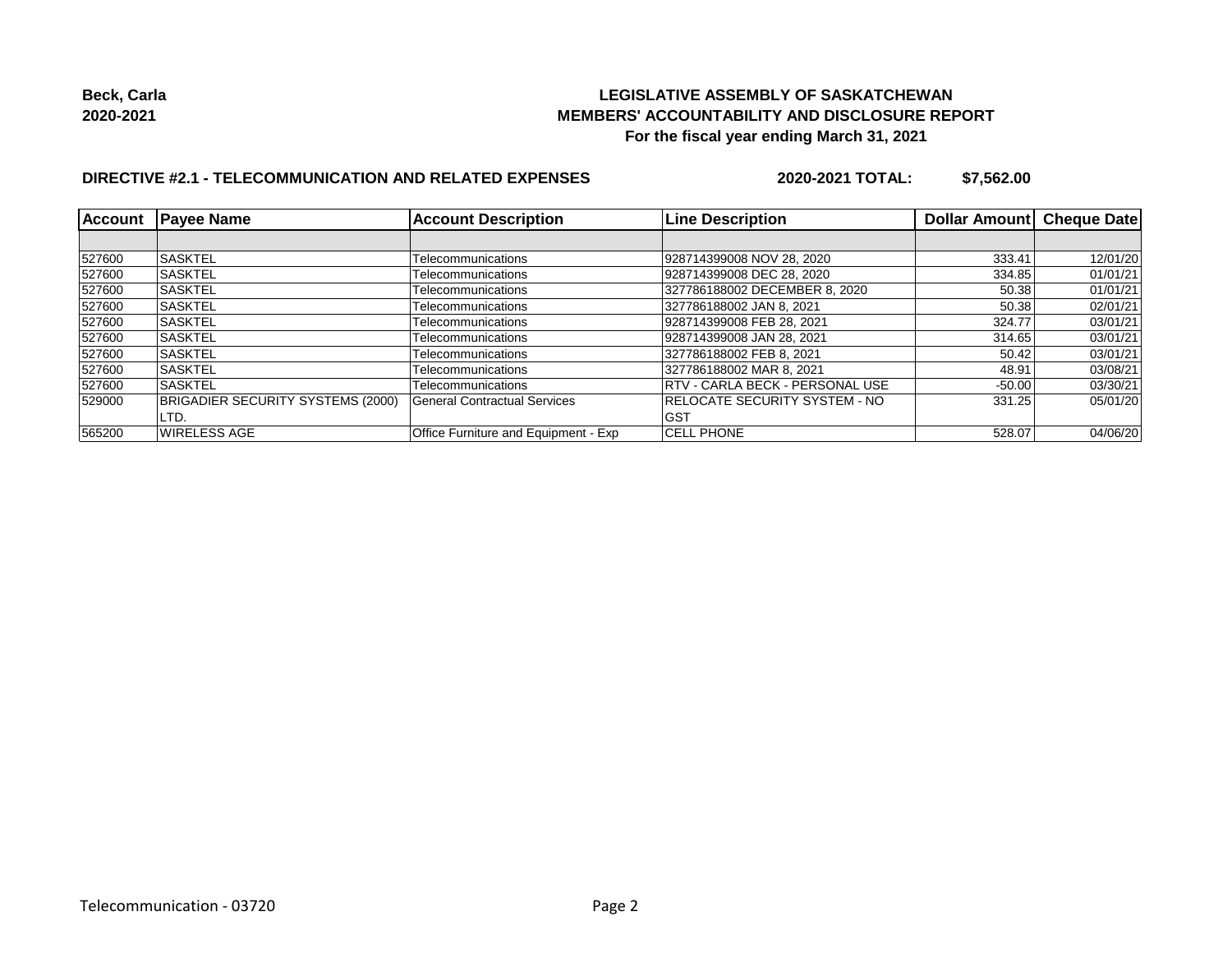**Beck, Carla**
**2020-2021**

**LEGISLATIVE ASSEMBLY OF SASKATCHEWAN**
**MEMBERS' ACCOUNTABILITY AND DISCLOSURE REPORT**
**For the fiscal year ending March 31, 2021**

**DIRECTIVE #2.1 - TELECOMMUNICATION AND RELATED EXPENSES** **2020-2021 TOTAL: $7,562.00**

| Account | Payee Name | Account Description | Line Description | Dollar Amount | Cheque Date |
|---|---|---|---|---|---|
| | | | | | |
| 527600 | SASKTEL | Telecommunications | 928714399008 NOV 28, 2020 | 333.41 | 12/01/20 |
| 527600 | SASKTEL | Telecommunications | 928714399008 DEC 28, 2020 | 334.85 | 01/01/21 |
| 527600 | SASKTEL | Telecommunications | 327786188002 DECEMBER 8, 2020 | 50.38 | 01/01/21 |
| 527600 | SASKTEL | Telecommunications | 327786188002 JAN 8, 2021 | 50.38 | 02/01/21 |
| 527600 | SASKTEL | Telecommunications | 928714399008 FEB 28, 2021 | 324.77 | 03/01/21 |
| 527600 | SASKTEL | Telecommunications | 928714399008 JAN 28, 2021 | 314.65 | 03/01/21 |
| 527600 | SASKTEL | Telecommunications | 327786188002 FEB 8, 2021 | 50.42 | 03/01/21 |
| 527600 | SASKTEL | Telecommunications | 327786188002 MAR 8, 2021 | 48.91 | 03/08/21 |
| 527600 | SASKTEL | Telecommunications | RTV - CARLA BECK - PERSONAL USE | -50.00 | 03/30/21 |
| 529000 | BRIGADIER SECURITY SYSTEMS (2000) LTD. | General Contractual Services | RELOCATE SECURITY SYSTEM - NO GST | 331.25 | 05/01/20 |
| 565200 | WIRELESS AGE | Office Furniture and Equipment - Exp | CELL PHONE | 528.07 | 04/06/20 |

Telecommunication - 03720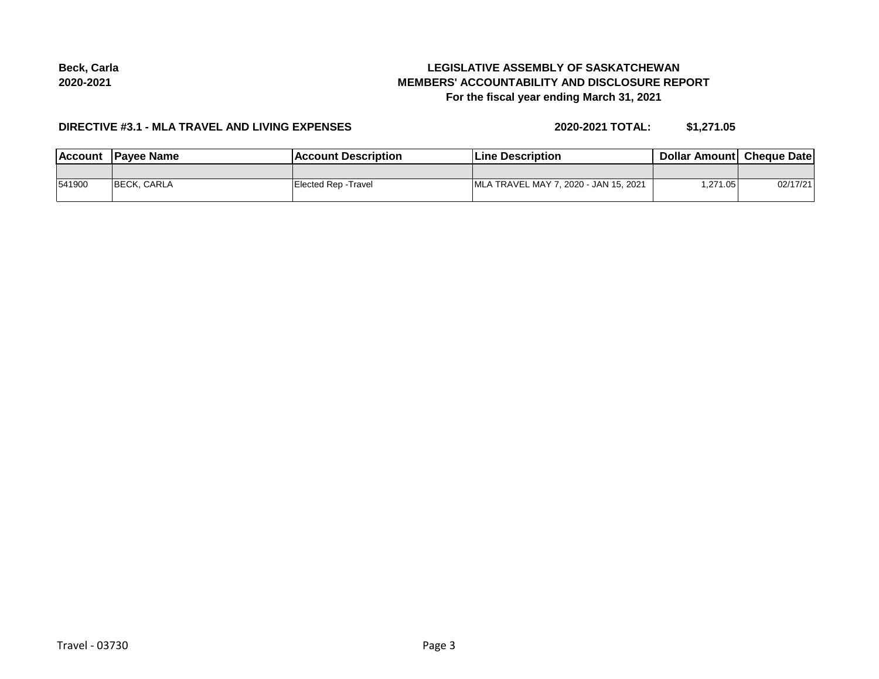**Beck, Carla**
**2020-2021**

**LEGISLATIVE ASSEMBLY OF SASKATCHEWAN**
**MEMBERS' ACCOUNTABILITY AND DISCLOSURE REPORT**
**For the fiscal year ending March 31, 2021**

**DIRECTIVE #3.1 - MLA TRAVEL AND LIVING EXPENSES** **2020-2021 TOTAL: $1,271.05**

| Account | Payee Name | Account Description | Line Description | Dollar Amount | Cheque Date |
|---|---|---|---|---|---|
| | | | | | |
| 541900 | BECK, CARLA | Elected Rep -Travel | MLA TRAVEL MAY 7, 2020 - JAN 15, 2021 | 1,271.05 | 02/17/21 |

Travel - 03730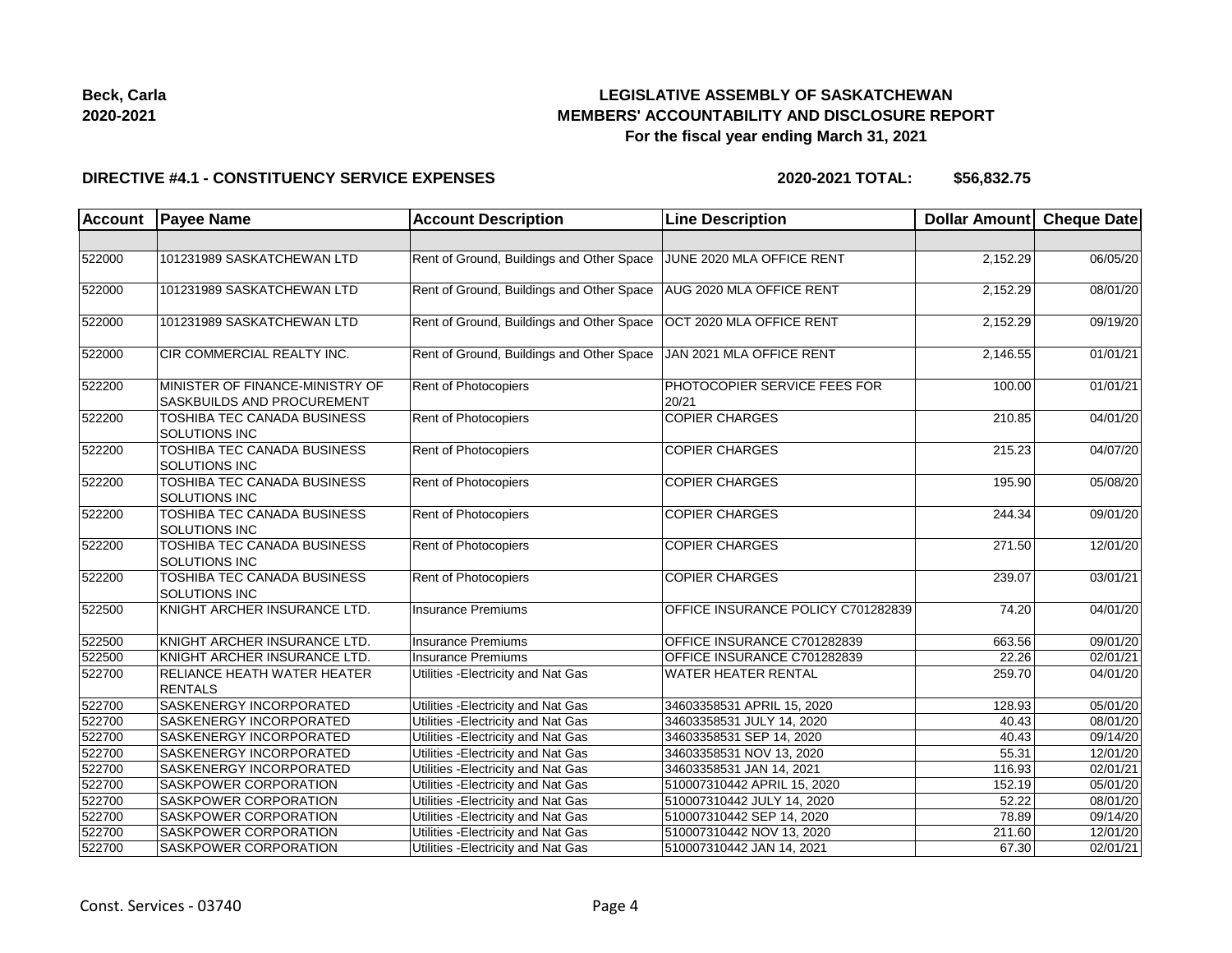**Beck, Carla**
**2020-2021**

# LEGISLATIVE ASSEMBLY OF SASKATCHEWAN
## MEMBERS' ACCOUNTABILITY AND DISCLOSURE REPORT
### For the fiscal year ending March 31, 2021

**DIRECTIVE #4.1 - CONSTITUENCY SERVICE EXPENSES** **2020-2021 TOTAL: $56,832.75**

| Account | Payee Name | Account Description | Line Description | Dollar Amount | Cheque Date |
|---|---|---|---|---|---|
| | | | | | |
| 522000 | 101231989 SASKATCHEWAN LTD | Rent of Ground, Buildings and Other Space | JUNE 2020 MLA OFFICE RENT | 2,152.29 | 06/05/20 |
| 522000 | 101231989 SASKATCHEWAN LTD | Rent of Ground, Buildings and Other Space | AUG 2020 MLA OFFICE RENT | 2,152.29 | 08/01/20 |
| 522000 | 101231989 SASKATCHEWAN LTD | Rent of Ground, Buildings and Other Space | OCT 2020 MLA OFFICE RENT | 2,152.29 | 09/19/20 |
| 522000 | CIR COMMERCIAL REALTY INC. | Rent of Ground, Buildings and Other Space | JAN 2021 MLA OFFICE RENT | 2,146.55 | 01/01/21 |
| 522200 | MINISTER OF FINANCE-MINISTRY OF SASKBUILDS AND PROCUREMENT | Rent of Photocopiers | PHOTOCOPIER SERVICE FEES FOR 20/21 | 100.00 | 01/01/21 |
| 522200 | TOSHIBA TEC CANADA BUSINESS SOLUTIONS INC | Rent of Photocopiers | COPIER CHARGES | 210.85 | 04/01/20 |
| 522200 | TOSHIBA TEC CANADA BUSINESS SOLUTIONS INC | Rent of Photocopiers | COPIER CHARGES | 215.23 | 04/07/20 |
| 522200 | TOSHIBA TEC CANADA BUSINESS SOLUTIONS INC | Rent of Photocopiers | COPIER CHARGES | 195.90 | 05/08/20 |
| 522200 | TOSHIBA TEC CANADA BUSINESS SOLUTIONS INC | Rent of Photocopiers | COPIER CHARGES | 244.34 | 09/01/20 |
| 522200 | TOSHIBA TEC CANADA BUSINESS SOLUTIONS INC | Rent of Photocopiers | COPIER CHARGES | 271.50 | 12/01/20 |
| 522200 | TOSHIBA TEC CANADA BUSINESS SOLUTIONS INC | Rent of Photocopiers | COPIER CHARGES | 239.07 | 03/01/21 |
| 522500 | KNIGHT ARCHER INSURANCE LTD. | Insurance Premiums | OFFICE INSURANCE POLICY C701282839 | 74.20 | 04/01/20 |
| 522500 | KNIGHT ARCHER INSURANCE LTD. | Insurance Premiums | OFFICE INSURANCE C701282839 | 663.56 | 09/01/20 |
| 522500 | KNIGHT ARCHER INSURANCE LTD. | Insurance Premiums | OFFICE INSURANCE C701282839 | 22.26 | 02/01/21 |
| 522700 | RELIANCE HEATH WATER HEATER RENTALS | Utilities -Electricity and Nat Gas | WATER HEATER RENTAL | 259.70 | 04/01/20 |
| 522700 | SASKENERGY INCORPORATED | Utilities -Electricity and Nat Gas | 34603358531 APRIL 15, 2020 | 128.93 | 05/01/20 |
| 522700 | SASKENERGY INCORPORATED | Utilities -Electricity and Nat Gas | 34603358531 JULY 14, 2020 | 40.43 | 08/01/20 |
| 522700 | SASKENERGY INCORPORATED | Utilities -Electricity and Nat Gas | 34603358531 SEP 14, 2020 | 40.43 | 09/14/20 |
| 522700 | SASKENERGY INCORPORATED | Utilities -Electricity and Nat Gas | 34603358531 NOV 13, 2020 | 55.31 | 12/01/20 |
| 522700 | SASKENERGY INCORPORATED | Utilities -Electricity and Nat Gas | 34603358531 JAN 14, 2021 | 116.93 | 02/01/21 |
| 522700 | SASKPOWER CORPORATION | Utilities -Electricity and Nat Gas | 510007310442 APRIL 15, 2020 | 152.19 | 05/01/20 |
| 522700 | SASKPOWER CORPORATION | Utilities -Electricity and Nat Gas | 510007310442 JULY 14, 2020 | 52.22 | 08/01/20 |
| 522700 | SASKPOWER CORPORATION | Utilities -Electricity and Nat Gas | 510007310442 SEP 14, 2020 | 78.89 | 09/14/20 |
| 522700 | SASKPOWER CORPORATION | Utilities -Electricity and Nat Gas | 510007310442 NOV 13, 2020 | 211.60 | 12/01/20 |
| 522700 | SASKPOWER CORPORATION | Utilities -Electricity and Nat Gas | 510007310442 JAN 14, 2021 | 67.30 | 02/01/21 |

Const. Services - 03740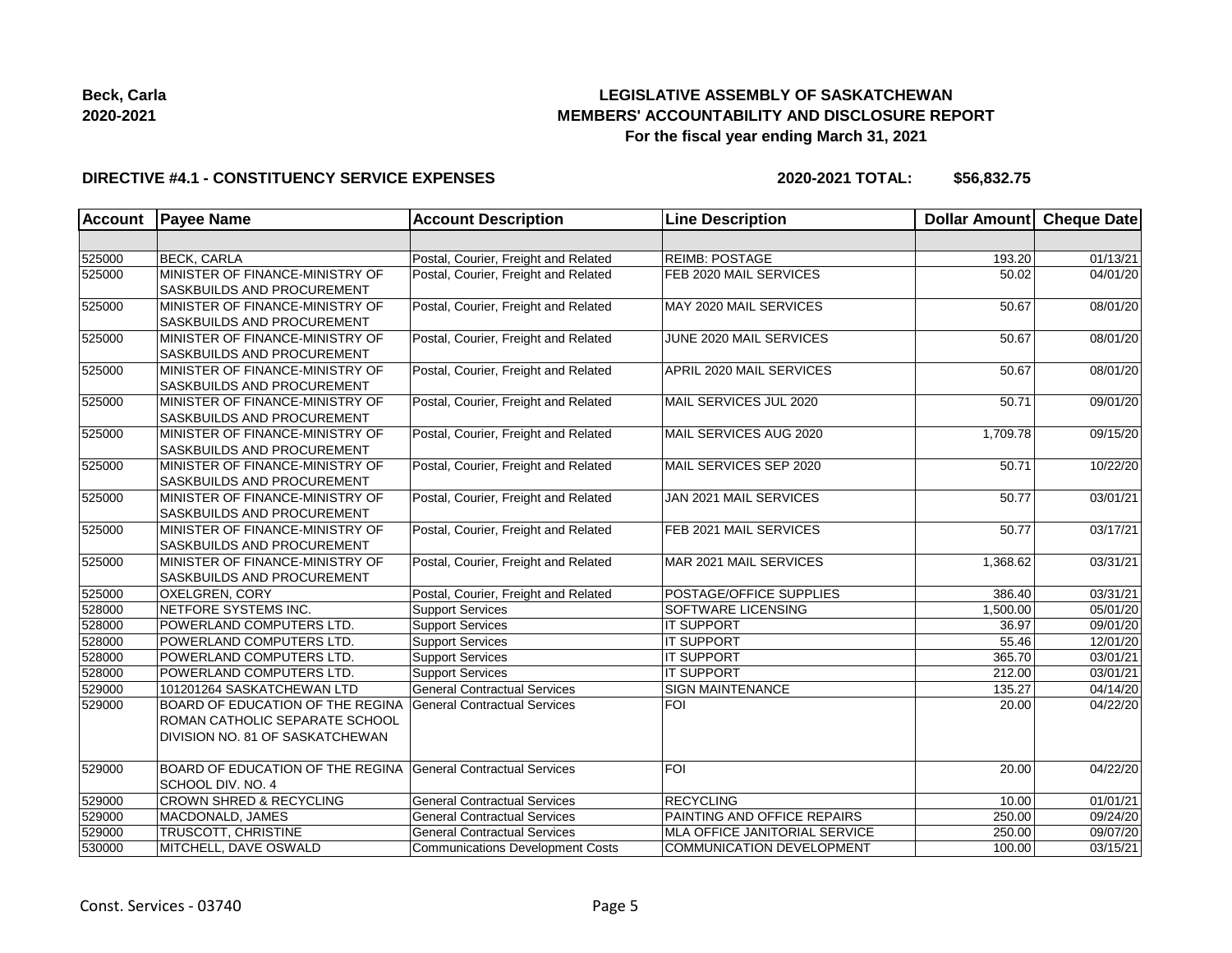**Beck, Carla**
**2020-2021**

# LEGISLATIVE ASSEMBLY OF SASKATCHEWAN
## MEMBERS' ACCOUNTABILITY AND DISCLOSURE REPORT
### For the fiscal year ending March 31, 2021

**DIRECTIVE #4.1 - CONSTITUENCY SERVICE EXPENSES** **2020-2021 TOTAL: $56,832.75**

| Account | Payee Name | Account Description | Line Description | Dollar Amount | Cheque Date |
|---|---|---|---|---|---|
| | | | | | |
| 525000 | BECK, CARLA | Postal, Courier, Freight and Related | REIMB: POSTAGE | 193.20 | 01/13/21 |
| 525000 | MINISTER OF FINANCE-MINISTRY OF SASKBUILDS AND PROCUREMENT | Postal, Courier, Freight and Related | FEB 2020 MAIL SERVICES | 50.02 | 04/01/20 |
| 525000 | MINISTER OF FINANCE-MINISTRY OF SASKBUILDS AND PROCUREMENT | Postal, Courier, Freight and Related | MAY 2020 MAIL SERVICES | 50.67 | 08/01/20 |
| 525000 | MINISTER OF FINANCE-MINISTRY OF SASKBUILDS AND PROCUREMENT | Postal, Courier, Freight and Related | JUNE 2020 MAIL SERVICES | 50.67 | 08/01/20 |
| 525000 | MINISTER OF FINANCE-MINISTRY OF SASKBUILDS AND PROCUREMENT | Postal, Courier, Freight and Related | APRIL 2020 MAIL SERVICES | 50.67 | 08/01/20 |
| 525000 | MINISTER OF FINANCE-MINISTRY OF SASKBUILDS AND PROCUREMENT | Postal, Courier, Freight and Related | MAIL SERVICES JUL 2020 | 50.71 | 09/01/20 |
| 525000 | MINISTER OF FINANCE-MINISTRY OF SASKBUILDS AND PROCUREMENT | Postal, Courier, Freight and Related | MAIL SERVICES AUG 2020 | 1,709.78 | 09/15/20 |
| 525000 | MINISTER OF FINANCE-MINISTRY OF SASKBUILDS AND PROCUREMENT | Postal, Courier, Freight and Related | MAIL SERVICES SEP 2020 | 50.71 | 10/22/20 |
| 525000 | MINISTER OF FINANCE-MINISTRY OF SASKBUILDS AND PROCUREMENT | Postal, Courier, Freight and Related | JAN 2021 MAIL SERVICES | 50.77 | 03/01/21 |
| 525000 | MINISTER OF FINANCE-MINISTRY OF SASKBUILDS AND PROCUREMENT | Postal, Courier, Freight and Related | FEB 2021 MAIL SERVICES | 50.77 | 03/17/21 |
| 525000 | MINISTER OF FINANCE-MINISTRY OF SASKBUILDS AND PROCUREMENT | Postal, Courier, Freight and Related | MAR 2021 MAIL SERVICES | 1,368.62 | 03/31/21 |
| 525000 | OXELGREN, CORY | Postal, Courier, Freight and Related | POSTAGE/OFFICE SUPPLIES | 386.40 | 03/31/21 |
| 528000 | NETFORE SYSTEMS INC. | Support Services | SOFTWARE LICENSING | 1,500.00 | 05/01/20 |
| 528000 | POWERLAND COMPUTERS LTD. | Support Services | IT SUPPORT | 36.97 | 09/01/20 |
| 528000 | POWERLAND COMPUTERS LTD. | Support Services | IT SUPPORT | 55.46 | 12/01/20 |
| 528000 | POWERLAND COMPUTERS LTD. | Support Services | IT SUPPORT | 365.70 | 03/01/21 |
| 528000 | POWERLAND COMPUTERS LTD. | Support Services | IT SUPPORT | 212.00 | 03/01/21 |
| 529000 | 101201264 SASKATCHEWAN LTD | General Contractual Services | SIGN MAINTENANCE | 135.27 | 04/14/20 |
| 529000 | BOARD OF EDUCATION OF THE REGINA ROMAN CATHOLIC SEPARATE SCHOOL DIVISION NO. 81 OF SASKATCHEWAN | General Contractual Services | FOI | 20.00 | 04/22/20 |
| 529000 | BOARD OF EDUCATION OF THE REGINA SCHOOL DIV. NO. 4 | General Contractual Services | FOI | 20.00 | 04/22/20 |
| 529000 | CROWN SHRED & RECYCLING | General Contractual Services | RECYCLING | 10.00 | 01/01/21 |
| 529000 | MACDONALD, JAMES | General Contractual Services | PAINTING AND OFFICE REPAIRS | 250.00 | 09/24/20 |
| 529000 | TRUSCOTT, CHRISTINE | General Contractual Services | MLA OFFICE JANITORIAL SERVICE | 250.00 | 09/07/20 |
| 530000 | MITCHELL, DAVE OSWALD | Communications Development Costs | COMMUNICATION DEVELOPMENT | 100.00 | 03/15/21 |

Const. Services - 03740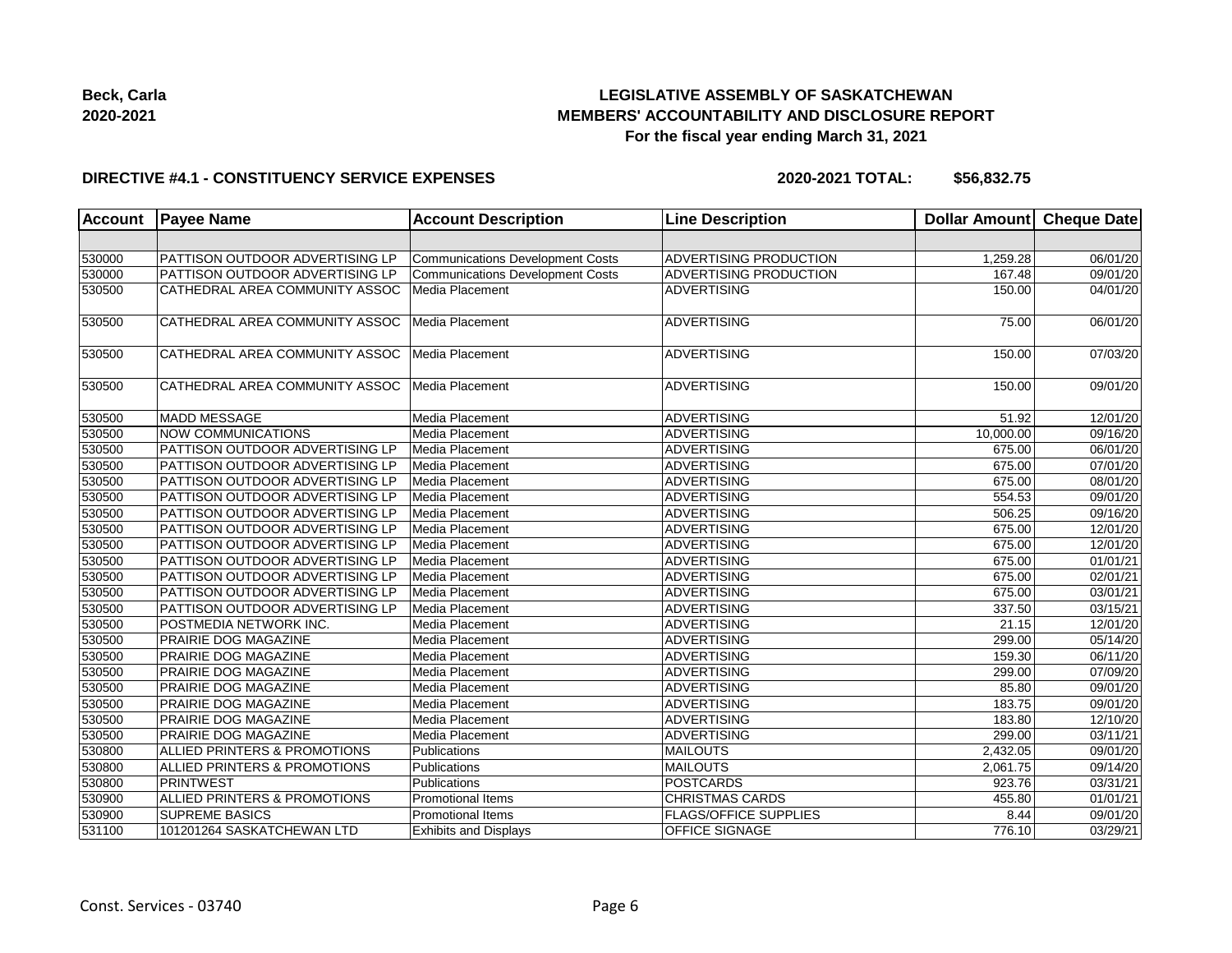**Beck, Carla**
**2020-2021**

# LEGISLATIVE ASSEMBLY OF SASKATCHEWAN
## MEMBERS' ACCOUNTABILITY AND DISCLOSURE REPORT
### For the fiscal year ending March 31, 2021

**DIRECTIVE #4.1 - CONSTITUENCY SERVICE EXPENSES** **2020-2021 TOTAL: $56,832.75**

| Account | Payee Name | Account Description | Line Description | Dollar Amount | Cheque Date |
|---|---|---|---|---|---|
| | | | | | |
| 530000 | PATTISON OUTDOOR ADVERTISING LP | Communications Development Costs | ADVERTISING PRODUCTION | 1,259.28 | 06/01/20 |
| 530000 | PATTISON OUTDOOR ADVERTISING LP | Communications Development Costs | ADVERTISING PRODUCTION | 167.48 | 09/01/20 |
| 530500 | CATHEDRAL AREA COMMUNITY ASSOC | Media Placement | ADVERTISING | 150.00 | 04/01/20 |
| 530500 | CATHEDRAL AREA COMMUNITY ASSOC | Media Placement | ADVERTISING | 75.00 | 06/01/20 |
| 530500 | CATHEDRAL AREA COMMUNITY ASSOC | Media Placement | ADVERTISING | 150.00 | 07/03/20 |
| 530500 | CATHEDRAL AREA COMMUNITY ASSOC | Media Placement | ADVERTISING | 150.00 | 09/01/20 |
| 530500 | MADD MESSAGE | Media Placement | ADVERTISING | 51.92 | 12/01/20 |
| 530500 | NOW COMMUNICATIONS | Media Placement | ADVERTISING | 10,000.00 | 09/16/20 |
| 530500 | PATTISON OUTDOOR ADVERTISING LP | Media Placement | ADVERTISING | 675.00 | 06/01/20 |
| 530500 | PATTISON OUTDOOR ADVERTISING LP | Media Placement | ADVERTISING | 675.00 | 07/01/20 |
| 530500 | PATTISON OUTDOOR ADVERTISING LP | Media Placement | ADVERTISING | 675.00 | 08/01/20 |
| 530500 | PATTISON OUTDOOR ADVERTISING LP | Media Placement | ADVERTISING | 554.53 | 09/01/20 |
| 530500 | PATTISON OUTDOOR ADVERTISING LP | Media Placement | ADVERTISING | 506.25 | 09/16/20 |
| 530500 | PATTISON OUTDOOR ADVERTISING LP | Media Placement | ADVERTISING | 675.00 | 12/01/20 |
| 530500 | PATTISON OUTDOOR ADVERTISING LP | Media Placement | ADVERTISING | 675.00 | 12/01/20 |
| 530500 | PATTISON OUTDOOR ADVERTISING LP | Media Placement | ADVERTISING | 675.00 | 01/01/21 |
| 530500 | PATTISON OUTDOOR ADVERTISING LP | Media Placement | ADVERTISING | 675.00 | 02/01/21 |
| 530500 | PATTISON OUTDOOR ADVERTISING LP | Media Placement | ADVERTISING | 675.00 | 03/01/21 |
| 530500 | PATTISON OUTDOOR ADVERTISING LP | Media Placement | ADVERTISING | 337.50 | 03/15/21 |
| 530500 | POSTMEDIA NETWORK INC. | Media Placement | ADVERTISING | 21.15 | 12/01/20 |
| 530500 | PRAIRIE DOG MAGAZINE | Media Placement | ADVERTISING | 299.00 | 05/14/20 |
| 530500 | PRAIRIE DOG MAGAZINE | Media Placement | ADVERTISING | 159.30 | 06/11/20 |
| 530500 | PRAIRIE DOG MAGAZINE | Media Placement | ADVERTISING | 299.00 | 07/09/20 |
| 530500 | PRAIRIE DOG MAGAZINE | Media Placement | ADVERTISING | 85.80 | 09/01/20 |
| 530500 | PRAIRIE DOG MAGAZINE | Media Placement | ADVERTISING | 183.75 | 09/01/20 |
| 530500 | PRAIRIE DOG MAGAZINE | Media Placement | ADVERTISING | 183.80 | 12/10/20 |
| 530500 | PRAIRIE DOG MAGAZINE | Media Placement | ADVERTISING | 299.00 | 03/11/21 |
| 530800 | ALLIED PRINTERS & PROMOTIONS | Publications | MAILOUTS | 2,432.05 | 09/01/20 |
| 530800 | ALLIED PRINTERS & PROMOTIONS | Publications | MAILOUTS | 2,061.75 | 09/14/20 |
| 530800 | PRINTWEST | Publications | POSTCARDS | 923.76 | 03/31/21 |
| 530900 | ALLIED PRINTERS & PROMOTIONS | Promotional Items | CHRISTMAS CARDS | 455.80 | 01/01/21 |
| 530900 | SUPREME BASICS | Promotional Items | FLAGS/OFFICE SUPPLIES | 8.44 | 09/01/20 |
| 531100 | 101201264 SASKATCHEWAN LTD | Exhibits and Displays | OFFICE SIGNAGE | 776.10 | 03/29/21 |

Const. Services - 03740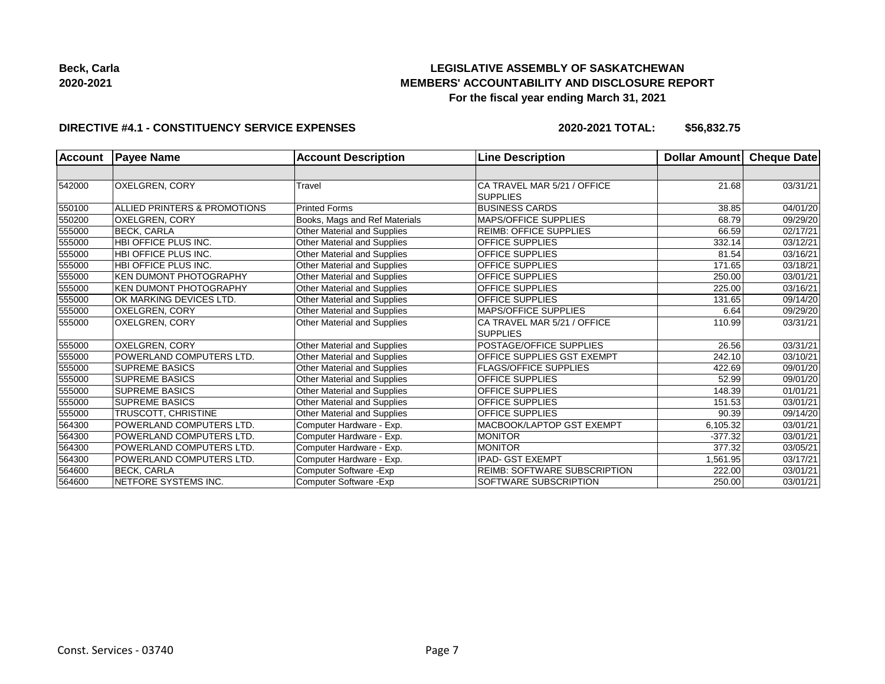**Beck, Carla**
**2020-2021**

# LEGISLATIVE ASSEMBLY OF SASKATCHEWAN
## MEMBERS' ACCOUNTABILITY AND DISCLOSURE REPORT
### For the fiscal year ending March 31, 2021

**DIRECTIVE #4.1 - CONSTITUENCY SERVICE EXPENSES** **2020-2021 TOTAL: $56,832.75**

| Account | Payee Name | Account Description | Line Description | Dollar Amount | Cheque Date |
|---|---|---|---|---|---|
| | | | | | |
| 542000 | OXELGREN, CORY | Travel | CA TRAVEL MAR 5/21 / OFFICE SUPPLIES | 21.68 | 03/31/21 |
| 550100 | ALLIED PRINTERS & PROMOTIONS | Printed Forms | BUSINESS CARDS | 38.85 | 04/01/20 |
| 550200 | OXELGREN, CORY | Books, Mags and Ref Materials | MAPS/OFFICE SUPPLIES | 68.79 | 09/29/20 |
| 555000 | BECK, CARLA | Other Material and Supplies | REIMB: OFFICE SUPPLIES | 66.59 | 02/17/21 |
| 555000 | HBI OFFICE PLUS INC. | Other Material and Supplies | OFFICE SUPPLIES | 332.14 | 03/12/21 |
| 555000 | HBI OFFICE PLUS INC. | Other Material and Supplies | OFFICE SUPPLIES | 81.54 | 03/16/21 |
| 555000 | HBI OFFICE PLUS INC. | Other Material and Supplies | OFFICE SUPPLIES | 171.65 | 03/18/21 |
| 555000 | KEN DUMONT PHOTOGRAPHY | Other Material and Supplies | OFFICE SUPPLIES | 250.00 | 03/01/21 |
| 555000 | KEN DUMONT PHOTOGRAPHY | Other Material and Supplies | OFFICE SUPPLIES | 225.00 | 03/16/21 |
| 555000 | OK MARKING DEVICES LTD. | Other Material and Supplies | OFFICE SUPPLIES | 131.65 | 09/14/20 |
| 555000 | OXELGREN, CORY | Other Material and Supplies | MAPS/OFFICE SUPPLIES | 6.64 | 09/29/20 |
| 555000 | OXELGREN, CORY | Other Material and Supplies | CA TRAVEL MAR 5/21 / OFFICE SUPPLIES | 110.99 | 03/31/21 |
| 555000 | OXELGREN, CORY | Other Material and Supplies | POSTAGE/OFFICE SUPPLIES | 26.56 | 03/31/21 |
| 555000 | POWERLAND COMPUTERS LTD. | Other Material and Supplies | OFFICE SUPPLIES GST EXEMPT | 242.10 | 03/10/21 |
| 555000 | SUPREME BASICS | Other Material and Supplies | FLAGS/OFFICE SUPPLIES | 422.69 | 09/01/20 |
| 555000 | SUPREME BASICS | Other Material and Supplies | OFFICE SUPPLIES | 52.99 | 09/01/20 |
| 555000 | SUPREME BASICS | Other Material and Supplies | OFFICE SUPPLIES | 148.39 | 01/01/21 |
| 555000 | SUPREME BASICS | Other Material and Supplies | OFFICE SUPPLIES | 151.53 | 03/01/21 |
| 555000 | TRUSCOTT, CHRISTINE | Other Material and Supplies | OFFICE SUPPLIES | 90.39 | 09/14/20 |
| 564300 | POWERLAND COMPUTERS LTD. | Computer Hardware - Exp. | MACBOOK/LAPTOP GST EXEMPT | 6,105.32 | 03/01/21 |
| 564300 | POWERLAND COMPUTERS LTD. | Computer Hardware - Exp. | MONITOR | -377.32 | 03/01/21 |
| 564300 | POWERLAND COMPUTERS LTD. | Computer Hardware - Exp. | MONITOR | 377.32 | 03/05/21 |
| 564300 | POWERLAND COMPUTERS LTD. | Computer Hardware - Exp. | IPAD- GST EXEMPT | 1,561.95 | 03/17/21 |
| 564600 | BECK, CARLA | Computer Software -Exp | REIMB: SOFTWARE SUBSCRIPTION | 222.00 | 03/01/21 |
| 564600 | NETFORE SYSTEMS INC. | Computer Software -Exp | SOFTWARE SUBSCRIPTION | 250.00 | 03/01/21 |

Const. Services - 03740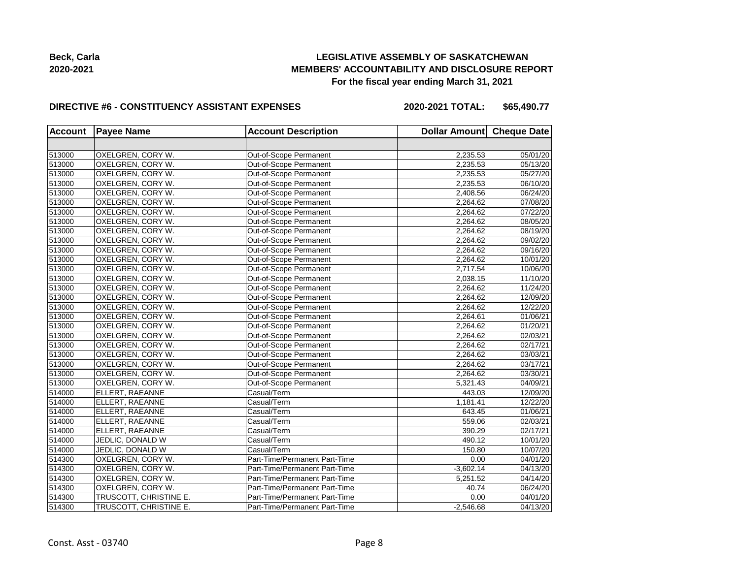**Beck, Carla**
**2020-2021**

# LEGISLATIVE ASSEMBLY OF SASKATCHEWAN
## MEMBERS' ACCOUNTABILITY AND DISCLOSURE REPORT
### For the fiscal year ending March 31, 2021

**DIRECTIVE #6 - CONSTITUENCY ASSISTANT EXPENSES** **2020-2021 TOTAL: $65,490.77**

| Account | Payee Name | Account Description | Dollar Amount | Cheque Date |
|---|---|---|---|---|
| | | | | |
| 513000 | OXELGREN, CORY W. | Out-of-Scope Permanent | 2,235.53 | 05/01/20 |
| 513000 | OXELGREN, CORY W. | Out-of-Scope Permanent | 2,235.53 | 05/13/20 |
| 513000 | OXELGREN, CORY W. | Out-of-Scope Permanent | 2,235.53 | 05/27/20 |
| 513000 | OXELGREN, CORY W. | Out-of-Scope Permanent | 2,235.53 | 06/10/20 |
| 513000 | OXELGREN, CORY W. | Out-of-Scope Permanent | 2,408.56 | 06/24/20 |
| 513000 | OXELGREN, CORY W. | Out-of-Scope Permanent | 2,264.62 | 07/08/20 |
| 513000 | OXELGREN, CORY W. | Out-of-Scope Permanent | 2,264.62 | 07/22/20 |
| 513000 | OXELGREN, CORY W. | Out-of-Scope Permanent | 2,264.62 | 08/05/20 |
| 513000 | OXELGREN, CORY W. | Out-of-Scope Permanent | 2,264.62 | 08/19/20 |
| 513000 | OXELGREN, CORY W. | Out-of-Scope Permanent | 2,264.62 | 09/02/20 |
| 513000 | OXELGREN, CORY W. | Out-of-Scope Permanent | 2,264.62 | 09/16/20 |
| 513000 | OXELGREN, CORY W. | Out-of-Scope Permanent | 2,264.62 | 10/01/20 |
| 513000 | OXELGREN, CORY W. | Out-of-Scope Permanent | 2,717.54 | 10/06/20 |
| 513000 | OXELGREN, CORY W. | Out-of-Scope Permanent | 2,038.15 | 11/10/20 |
| 513000 | OXELGREN, CORY W. | Out-of-Scope Permanent | 2,264.62 | 11/24/20 |
| 513000 | OXELGREN, CORY W. | Out-of-Scope Permanent | 2,264.62 | 12/09/20 |
| 513000 | OXELGREN, CORY W. | Out-of-Scope Permanent | 2,264.62 | 12/22/20 |
| 513000 | OXELGREN, CORY W. | Out-of-Scope Permanent | 2,264.61 | 01/06/21 |
| 513000 | OXELGREN, CORY W. | Out-of-Scope Permanent | 2,264.62 | 01/20/21 |
| 513000 | OXELGREN, CORY W. | Out-of-Scope Permanent | 2,264.62 | 02/03/21 |
| 513000 | OXELGREN, CORY W. | Out-of-Scope Permanent | 2,264.62 | 02/17/21 |
| 513000 | OXELGREN, CORY W. | Out-of-Scope Permanent | 2,264.62 | 03/03/21 |
| 513000 | OXELGREN, CORY W. | Out-of-Scope Permanent | 2,264.62 | 03/17/21 |
| 513000 | OXELGREN, CORY W. | Out-of-Scope Permanent | 2,264.62 | 03/30/21 |
| 513000 | OXELGREN, CORY W. | Out-of-Scope Permanent | 5,321.43 | 04/09/21 |
| 514000 | ELLERT, RAEANNE | Casual/Term | 443.03 | 12/09/20 |
| 514000 | ELLERT, RAEANNE | Casual/Term | 1,181.41 | 12/22/20 |
| 514000 | ELLERT, RAEANNE | Casual/Term | 643.45 | 01/06/21 |
| 514000 | ELLERT, RAEANNE | Casual/Term | 559.06 | 02/03/21 |
| 514000 | ELLERT, RAEANNE | Casual/Term | 390.29 | 02/17/21 |
| 514000 | JEDLIC, DONALD W | Casual/Term | 490.12 | 10/01/20 |
| 514000 | JEDLIC, DONALD W | Casual/Term | 150.80 | 10/07/20 |
| 514300 | OXELGREN, CORY W. | Part-Time/Permanent Part-Time | 0.00 | 04/01/20 |
| 514300 | OXELGREN, CORY W. | Part-Time/Permanent Part-Time | -3,602.14 | 04/13/20 |
| 514300 | OXELGREN, CORY W. | Part-Time/Permanent Part-Time | 5,251.52 | 04/14/20 |
| 514300 | OXELGREN, CORY W. | Part-Time/Permanent Part-Time | 40.74 | 06/24/20 |
| 514300 | TRUSCOTT, CHRISTINE E. | Part-Time/Permanent Part-Time | 0.00 | 04/01/20 |
| 514300 | TRUSCOTT, CHRISTINE E. | Part-Time/Permanent Part-Time | -2,546.68 | 04/13/20 |

Const. Asst - 03740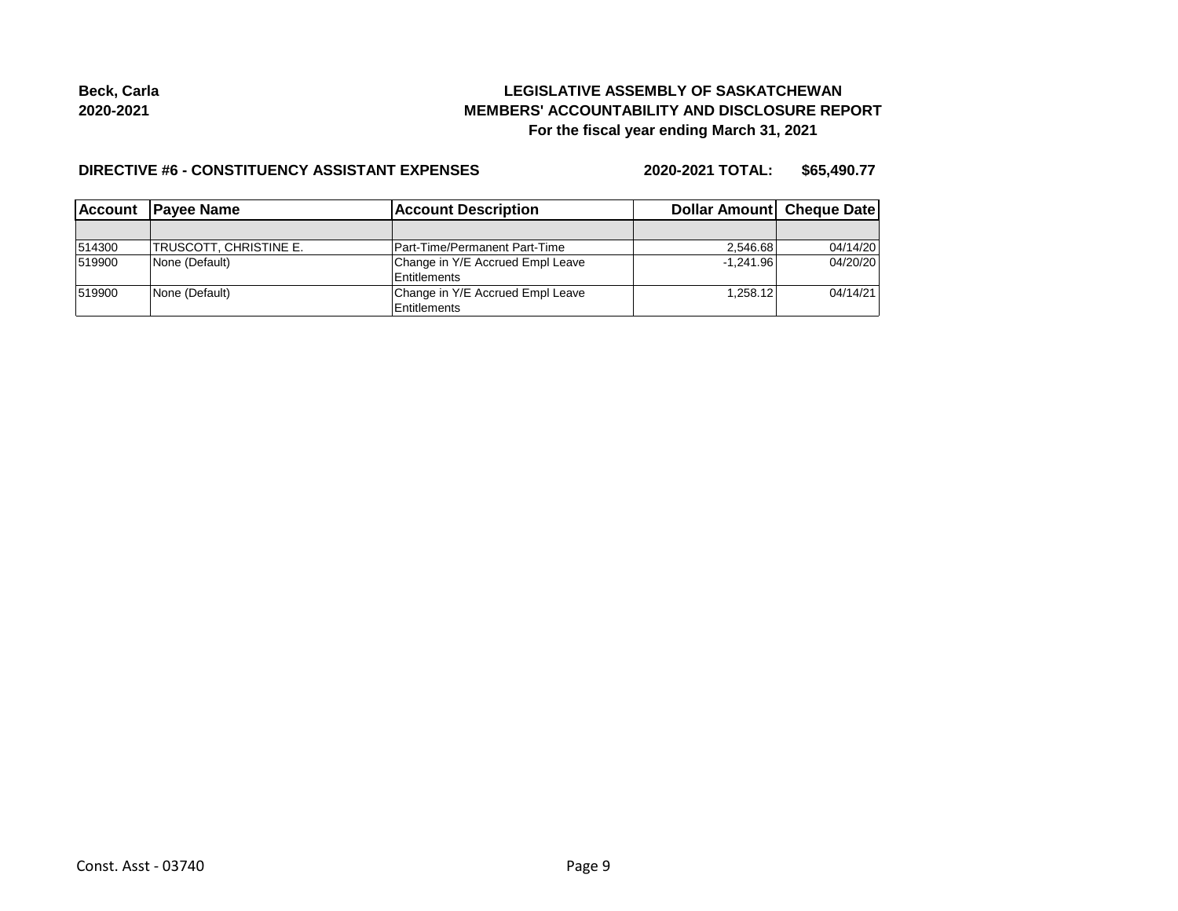**Beck, Carla**
**2020-2021**

# LEGISLATIVE ASSEMBLY OF SASKATCHEWAN
## MEMBERS' ACCOUNTABILITY AND DISCLOSURE REPORT
### For the fiscal year ending March 31, 2021

**DIRECTIVE #6 - CONSTITUENCY ASSISTANT EXPENSES** **2020-2021 TOTAL: $65,490.77**

| Account | Payee Name | Account Description | Dollar Amount | Cheque Date |
|---|---|---|---|---|
| | | | | |
| 514300 | TRUSCOTT, CHRISTINE E. | Part-Time/Permanent Part-Time | 2,546.68 | 04/14/20 |
| 519900 | None (Default) | Change in Y/E Accrued Empl Leave Entitlements | -1,241.96 | 04/20/20 |
| 519900 | None (Default) | Change in Y/E Accrued Empl Leave Entitlements | 1,258.12 | 04/14/21 |

Const. Asst - 03740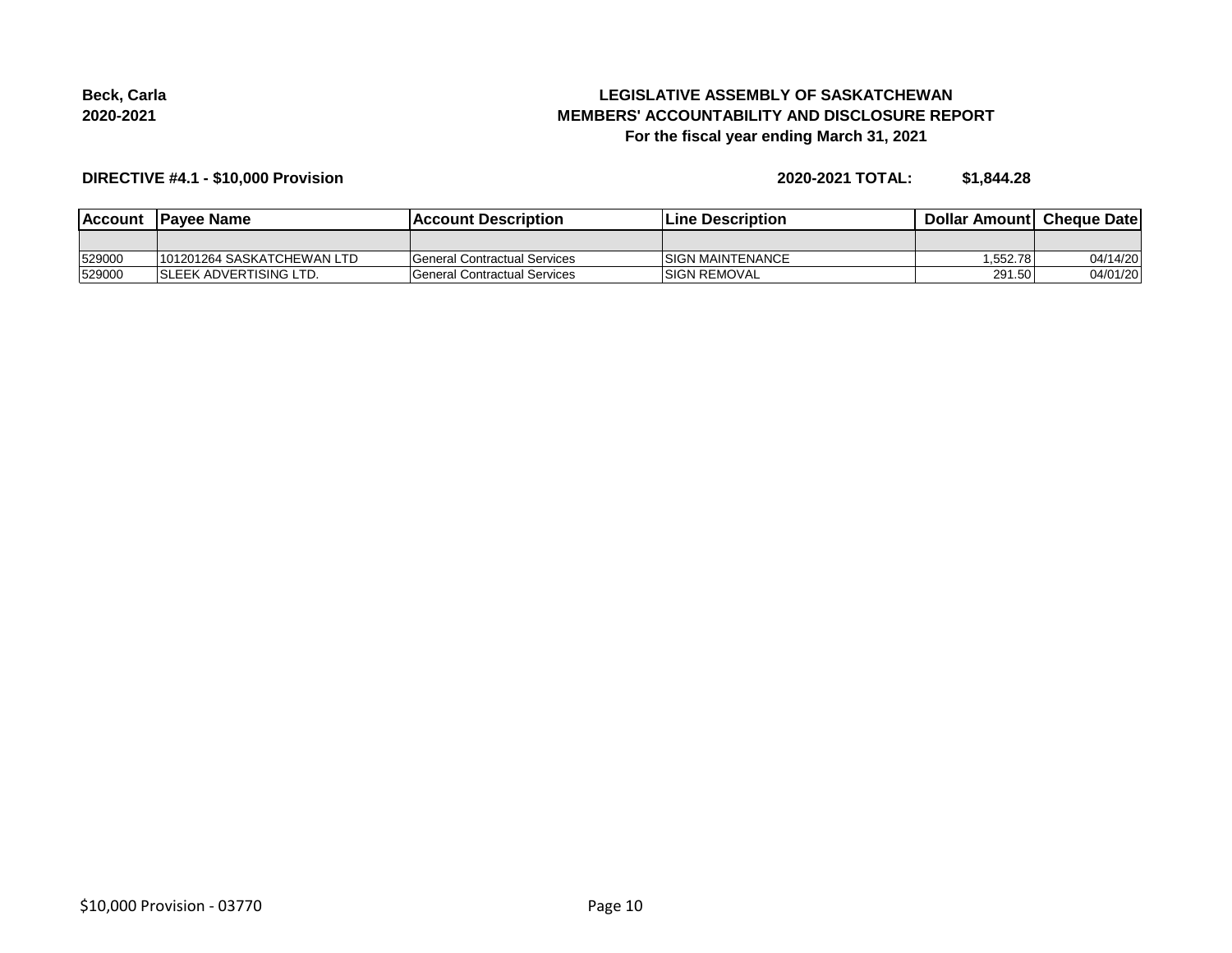**Beck, Carla**
**2020-2021**

# LEGISLATIVE ASSEMBLY OF SASKATCHEWAN
## MEMBERS' ACCOUNTABILITY AND DISCLOSURE REPORT
### For the fiscal year ending March 31, 2021

**DIRECTIVE #4.1 - $10,000 Provision** **2020-2021 TOTAL: $1,844.28**

| Account | Payee Name | Account Description | Line Description | Dollar Amount | Cheque Date |
|---|---|---|---|---|---|
| | | | | | |
| 529000 | 101201264 SASKATCHEWAN LTD | General Contractual Services | SIGN MAINTENANCE | 1,552.78 | 04/14/20 |
| 529000 | SLEEK ADVERTISING LTD. | General Contractual Services | SIGN REMOVAL | 291.50 | 04/01/20 |

$10,000 Provision - 03770